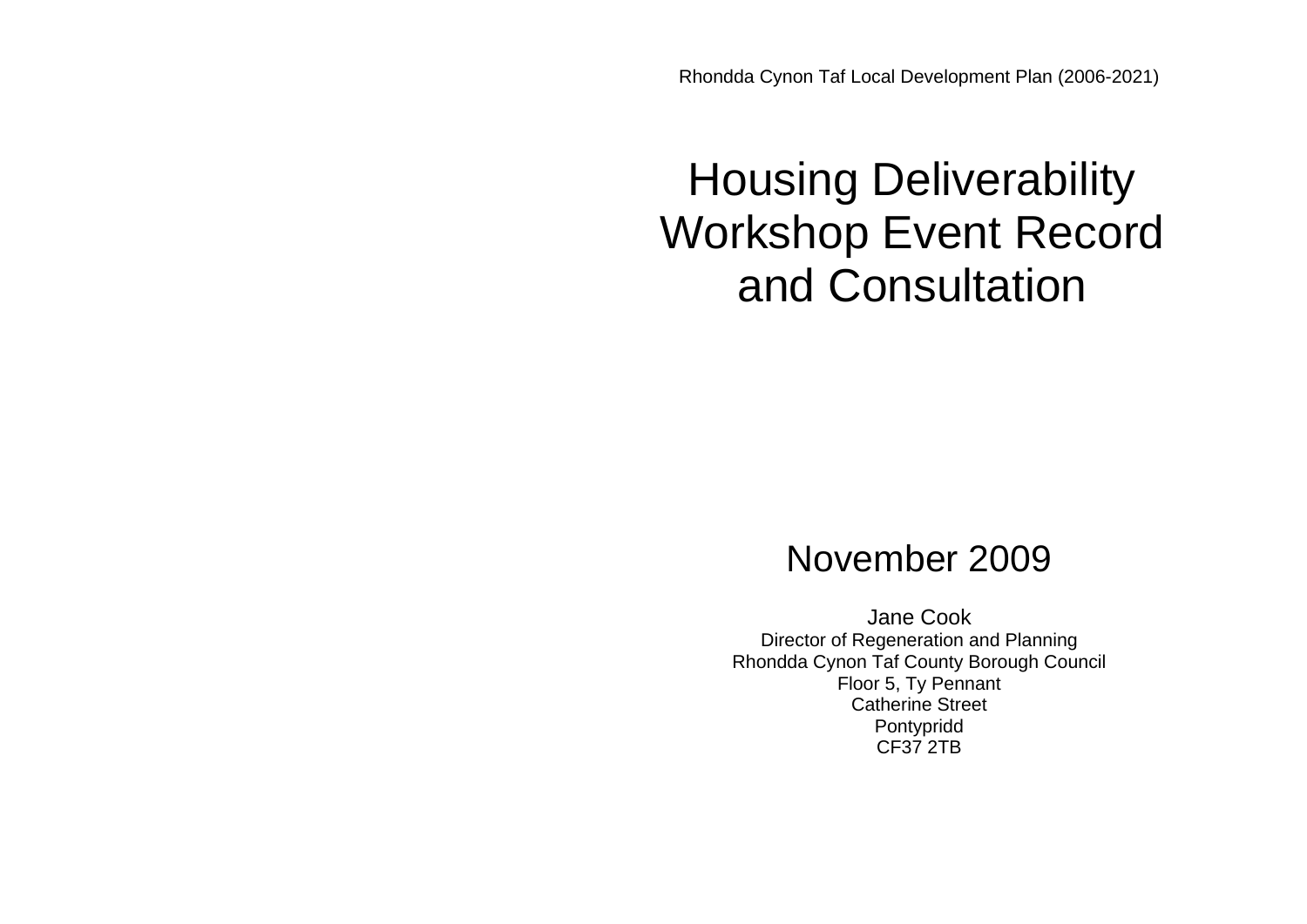Rhondda Cynon Taf Local Development Plan (2006-2021)

# Housing Deliverability Workshop Event Record and Consultation

## November 2009

Jane Cook
Director of Regeneration and Planning
Rhondda Cynon Taf County Borough Council
Floor 5, Ty Pennant
Catherine Street
Pontypridd
CF37 2TB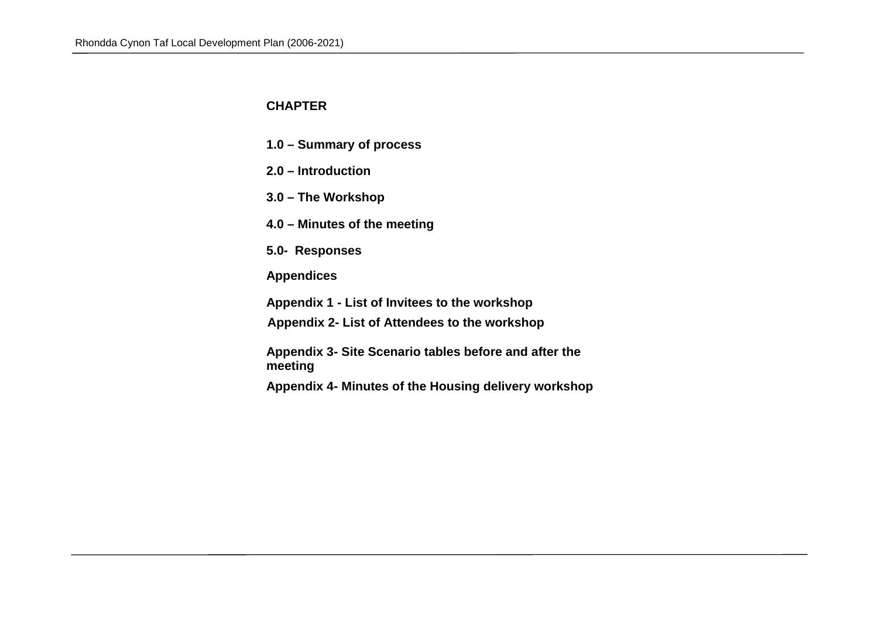**CHAPTER**

**1.0 – Summary of process**

**2.0 – Introduction**

**3.0 – The Workshop**

**4.0 – Minutes of the meeting**

**5.0- Responses**

**Appendices**

**Appendix 1 - List of Invitees to the workshop**

**Appendix 2- List of Attendees to the workshop**

**Appendix 3- Site Scenario tables before and after the meeting**

**Appendix 4- Minutes of the Housing delivery workshop**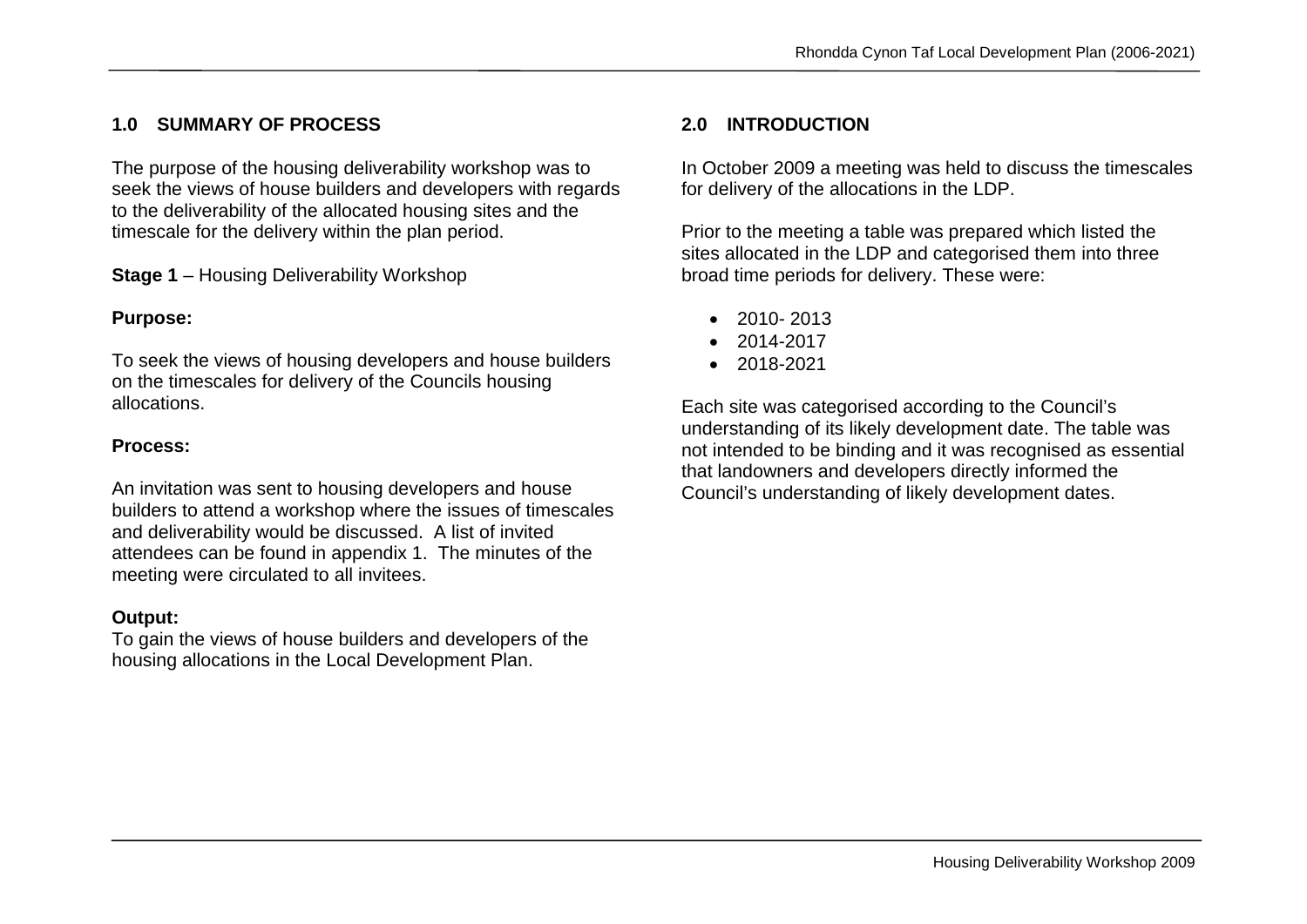## 1.0 SUMMARY OF PROCESS

The purpose of the housing deliverability workshop was to seek the views of house builders and developers with regards to the deliverability of the allocated housing sites and the timescale for the delivery within the plan period.

**Stage 1** – Housing Deliverability Workshop

**Purpose:**

To seek the views of housing developers and house builders on the timescales for delivery of the Councils housing allocations.

**Process:**

An invitation was sent to housing developers and house builders to attend a workshop where the issues of timescales and deliverability would be discussed. A list of invited attendees can be found in appendix 1. The minutes of the meeting were circulated to all invitees.

**Output:**

To gain the views of house builders and developers of the housing allocations in the Local Development Plan.

## 2.0 INTRODUCTION

In October 2009 a meeting was held to discuss the timescales for delivery of the allocations in the LDP.

Prior to the meeting a table was prepared which listed the sites allocated in the LDP and categorised them into three broad time periods for delivery. These were:

- 2010- 2013
- 2014-2017
- 2018-2021

Each site was categorised according to the Council's understanding of its likely development date. The table was not intended to be binding and it was recognised as essential that landowners and developers directly informed the Council's understanding of likely development dates.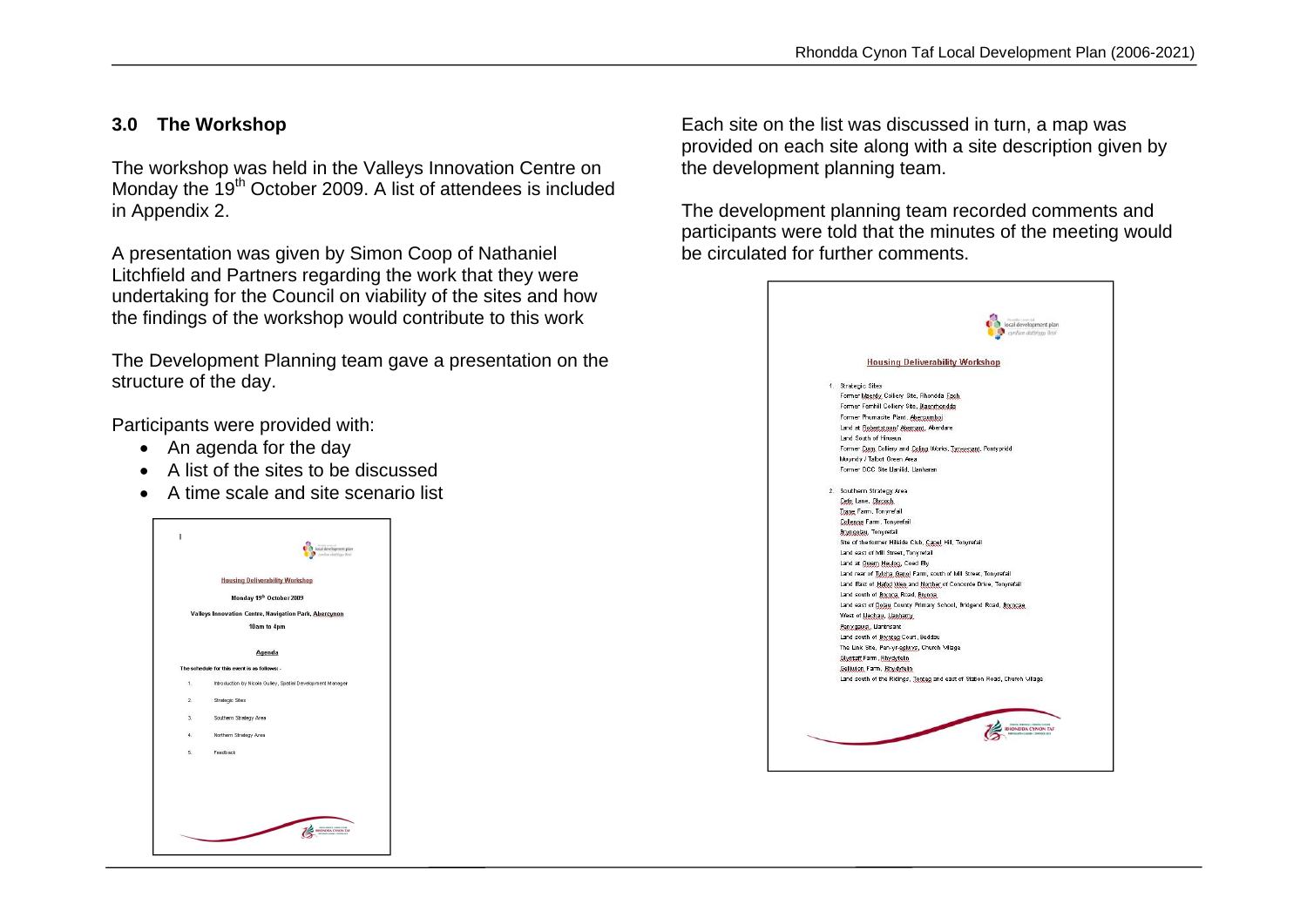## 3.0 The Workshop

The workshop was held in the Valleys Innovation Centre on Monday the 19th October 2009. A list of attendees is included in Appendix 2.

A presentation was given by Simon Coop of Nathaniel Litchfield and Partners regarding the work that they were undertaking for the Council on viability of the sites and how the findings of the workshop would contribute to this work

The Development Planning team gave a presentation on the structure of the day.

Participants were provided with:

- An agenda for the day
- A list of the sites to be discussed
- A time scale and site scenario list

**Housing Deliverability Workshop**

**Monday 19th October 2009**

**Valleys Innovation Centre, Navigation Park, Abercynon**

**10am to 4pm**

**Agenda**

The schedule for this event is as follows: -

1. Introduction by Nicola Gulley, Spatial Development Manager
2. Strategic Sites
3. Southern Strategy Area
4. Northern Strategy Area
5. Feedback

Each site on the list was discussed in turn, a map was provided on each site along with a site description given by the development planning team.

The development planning team recorded comments and participants were told that the minutes of the meeting would be circulated for further comments.

**Housing Deliverability Workshop**

1. Strategic Sites
   - Former Maerdy Colliery Site, Rhondda Fach
   - Former Fernhill Colliery Site, Blaenrhondda
   - Former Phurnacite Plant, Abercwmboi
   - Land at Robertstown/ Abernant, Aberdare
   - Land South of Hirwaun
   - Former Cwm Colliery and Coking Works, Tyncoetcae, Pontypridd
   - Mwyndy / Talbot Green Area
   - Former OCC Site Llanilid, Llanharan

2. Southern Strategy Area
   - Cefn Lane, Glyncoch
   - Trane Farm, Tonyrefail
   - Collenna Farm, Tonyrefail
   - Bryngolau, Tonyrefail
   - Site of the former Hillside Club, Capel Hill, Tonyrefail
   - Land east of Mill Street, Tonyrefail
   - Land at Gwern Heulog, Coed Ely
   - Land rear of Tylcha Ganol Farm, south of Mill Street, Tonyrefail
   - Land East of Hafod Wen and Norther of Concorde Drive, Tonyrefail
   - Land south of Brynna Road, Brynna
   - Land east of Dolau County Primary School, Bridgend Road, Brynna
   - West of Llechau, Llanharry
   - Penygawsi, Llantrisant
   - Land south of Brynteg Court, Beddau
   - The Link Site, Pen-yr-eglwys, Church Village
   - Llystalybont Farm, Rhydyfelin
   - Gelliwion Farm, Rhydyfelin
   - Land south of the Ridings, Tonteg and east of Station Road, Church Village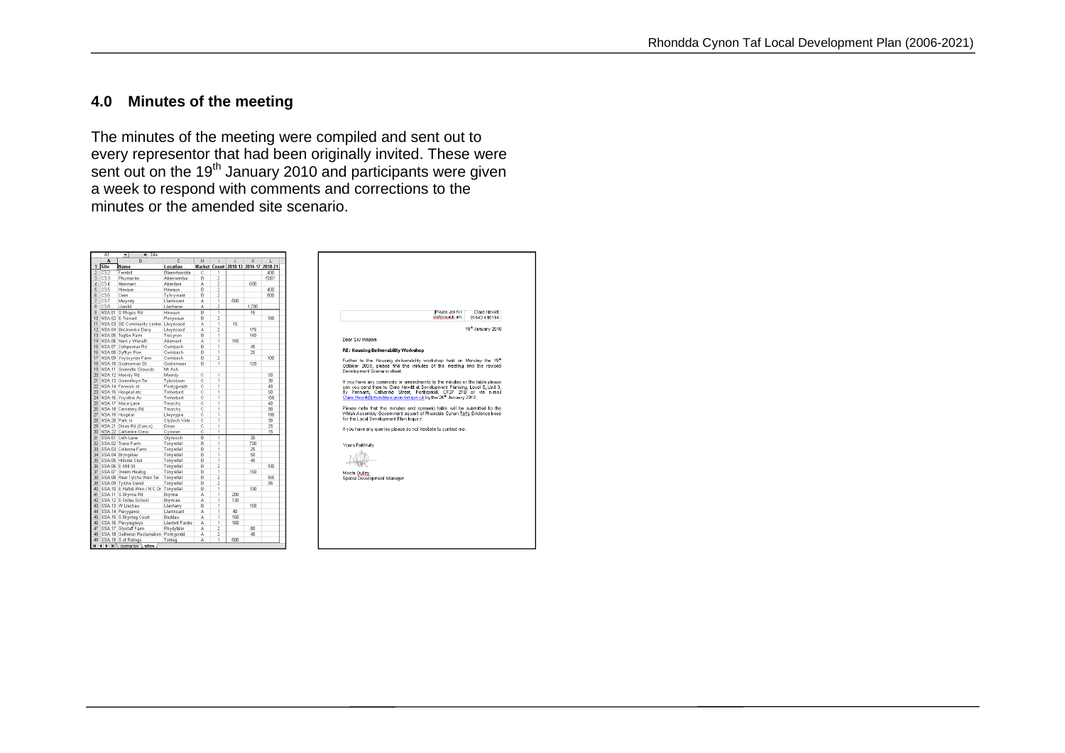## 4.0 Minutes of the meeting

The minutes of the meeting were compiled and sent out to every representor that had been originally invited. These were sent out on the 19th January 2010 and participants were given a week to respond with comments and corrections to the minutes or the amended site scenario.

| Site | Name | Location | Market | Constr | 2010-13 | 2014-17 | 2018-21 |
|---|---|---|---|---|---|---|---|
| CS.2 | Fernhill | Blaenrhondda | C | 1 | | | 400 |
| CS.3 | Phurnacite | Abercwmboi | B | 2 | | | 500? |
| CS.4 | Abernant | Aberdare | A | 2 | | 600 | |
| CS.5 | Hirwaun | Hirwaun | B | 2 | | | 400 |
| CS.6 | Cwm | Tyn-y-nant | B | 2 | | | 800 |
| CS.7 | Mwyndy | Llantrisant | A | 1 | 500 | | |
| CS.8 | Llanilid | Llanharan | A | 2 | | 1,700 | |
| NSA.01 | S Rhigos Rd | Hirwaun | B | 1 | | 15 | |
| NSA.02 | E Trenant | Penywaun | B | 2 | | | 100 |
| NSA.03 | SE Community centre | Llwydcoed | A | 1 | 15 | | |
| NSA.04 | Brickworks Dairy | Llwydcoed | A | 2 | | 175 | |
| NSA.05 | Tegfan Farm | Trecynon | B | 1 | | 140 | |
| NSA.06 | Nant y Wenallt | Abernant | A | 1 | 160 | | |
| NSA.07 | Cefnpennar Rd | Cwmbach | B | 1 | | 40 | |
| NSA.08 | Dyffryn Row | Cwmbach | B | 1 | | 25 | |
| NSA.09 | Ynyscynon Farm | Cwmbach | B | 2 | | | 100 |
| NSA.10 | Godreaman St | Godreaman | B | 1 | | 120 | |
| NSA.11 | Gwernifor Grounds | Mt Ash | | | | | |
| NSA.12 | Maerdy Rd | Maerdy | C | 1 | | | 50 |
| NSA.13 | Gwenllwyn Ter | Tylorstown | C | 1 | | | 30 |
| NSA.14 | Fenwick st | Pontygwaith | C | 1 | | | 40 |
| NSA.15 | Hospital etc | Treherbert | C | 1 | | | 50 |
| NSA.16 | Ynysfeio Av | Treherbert | C | 1 | | | 150 |
| NSA.17 | Mace Lane | Treorchy | C | 1 | | | 40 |
| NSA.18 | Cemetery Rd | Treorchy | C | 1 | | | 50 |
| NSA.19 | Hospital | Llwynypia | C | 1 | | | 190 |
| NSA.20 | Park st | Clydach Vale | C | 1 | | | 30 |
| NSA.21 | Dinas Rd (Concs) | Dinas | C | 1 | | | 25 |
| NSA.22 | Catherine Cresc | Cymmer | C | 1 | | | 15 |
| SSA.01 | Cefn Lane | Glyncoch | B | 1 | | 30 | |
| SSA.02 | Trane Farm | Tonyrefail | B | 1 | | 700 | |
| SSA.03 | Collenna Farm | Tonyrefail | B | 1 | | 25 | |
| SSA.04 | Bryngolau | Tonyrefail | B | 1 | | 50 | |
| SSA.05 | Hillside Club | Tonyrefail | B | 1 | | 40 | |
| SSA.06 | E Mill St | Tonyrefail | B | 2 | | | 100 |
| SSA.07 | Gwern Heulog | Tonyrefail | B | 1 | | 150 | |
| SSA.08 | Rear Tylcha Wen Ter | Tonyrefail | B | 2 | | | 165 |
| SSA.09 | Tylcha Ganol | Tonyrefail | B | 2 | | | 85 |
| SSA.10 | E Hafod Wen / N C Dr | Tonyrefail | B | 1 | | 100 | |
| SSA.11 | S Brynna Rd | Brynna | A | 1 | 200 | | |
| SSA.12 | E Dolau School | Bryncae | A | 1 | 130 | | |
| SSA.13 | W Llechau | Llanharry | B | 1 | | 150 | |
| SSA.14 | Penygawsi | Llantrisant | A | 1 | 40 | | |
| SSA.15 | S Bryntag Court | Beddau | A | 1 | 150 | | |
| SSA.16 | Penyregwys | Llantwit Fardre | A | 1 | 160 | | |
| SSA.17 | Glyntaff Farm | Rhydyfelin | A | 2 | | 80 | |
| SSA.18 | Gellwion Reclamation | Pontypridd | A | 2 | | 40 | |
| SSA.19 | S of Ridings | Tonteg | A | 1 | 500 | | |

Please ask for: Clare Hewitt
Telephone: 01443 495194

19th January 2010

Dear Sir/ Madam

**RE: Housing Deliverability Workshop**

Further to the Housing deliverability workshop held on Monday the 19th October 2009, please find the minutes of the meeting and the revised Development Scenario sheet.

If you have any comments or amendments to the minutes or the table please can you send them to Clare Hewitt at Development Planning, Level 5, Unit 3, Ty Pennant, Catherine Street, Pontypridd, CF37 2TB or via e-mail Clare.Hewitt@rhondda-cynon-taf.gov.uk by the 26th January 2010.

Please note that the minutes and scenario table will be submitted to the Welsh Assembly Government as part of Rhondda Cynon Tafs Evidence base for the Local Development Plan Inquiry.

If you have any queries please do not hesitate to contact me.

Yours Faithfully

Nicola Gulley
Spatial Development Manager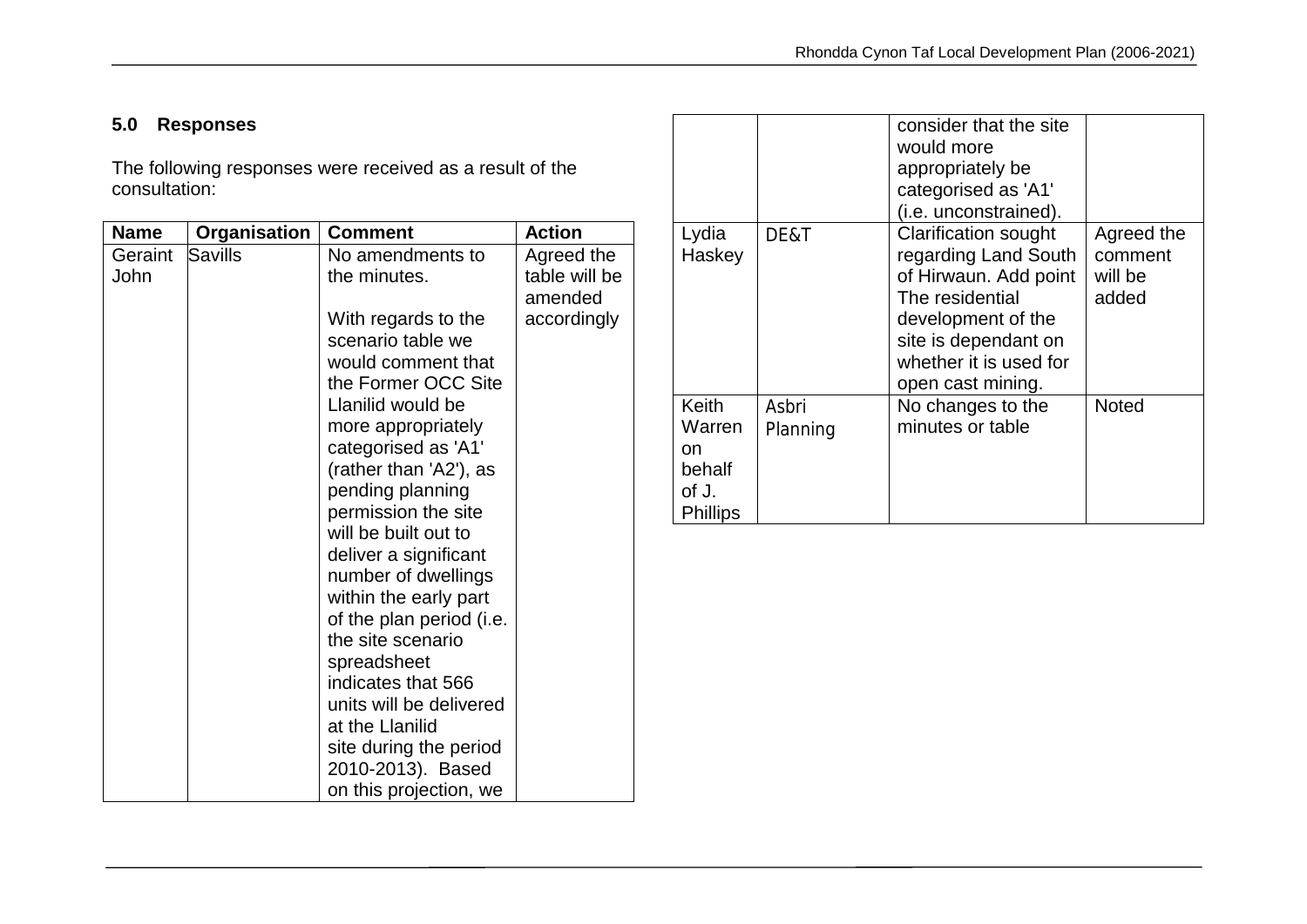## 5.0 Responses

The following responses were received as a result of the consultation:

| Name | Organisation | Comment | Action |
|---|---|---|---|
| Geraint John | Savills | No amendments to the minutes. With regards to the scenario table we would comment that the Former OCC Site Llanilid would be more appropriately categorised as 'A1' (rather than 'A2'), as pending planning permission the site will be built out to deliver a significant number of dwellings within the early part of the plan period (i.e. the site scenario spreadsheet indicates that 566 units will be delivered at the Llanilid site during the period 2010-2013). Based on this projection, we consider that the site would more appropriately be categorised as 'A1' (i.e. unconstrained). | Agreed the table will be amended accordingly |
| Lydia Haskey | DE&T | Clarification sought regarding Land South of Hirwaun. Add point The residential development of the site is dependant on whether it is used for open cast mining. | Agreed the comment will be added |
| Keith Warren on behalf of J. Phillips | Asbri Planning | No changes to the minutes or table | Noted |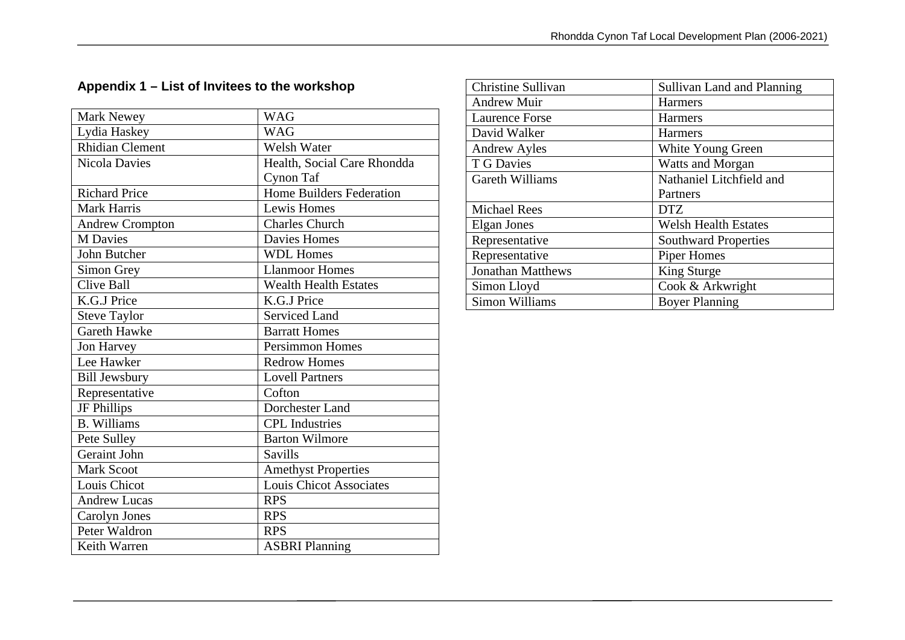## Appendix 1 – List of Invitees to the workshop

| | |
|---|---|
| Mark Newey | WAG |
| Lydia Haskey | WAG |
| Rhidian Clement | Welsh Water |
| Nicola Davies | Health, Social Care Rhondda Cynon Taf |
| Richard Price | Home Builders Federation |
| Mark Harris | Lewis Homes |
| Andrew Crompton | Charles Church |
| M Davies | Davies Homes |
| John Butcher | WDL Homes |
| Simon Grey | Llanmoor Homes |
| Clive Ball | Wealth Health Estates |
| K.G.J Price | K.G.J Price |
| Steve Taylor | Serviced Land |
| Gareth Hawke | Barratt Homes |
| Jon Harvey | Persimmon Homes |
| Lee Hawker | Redrow Homes |
| Bill Jewsbury | Lovell Partners |
| Representative | Cofton |
| JF Phillips | Dorchester Land |
| B. Williams | CPL Industries |
| Pete Sulley | Barton Wilmore |
| Geraint John | Savills |
| Mark Scoot | Amethyst Properties |
| Louis Chicot | Louis Chicot Associates |
| Andrew Lucas | RPS |
| Carolyn Jones | RPS |
| Peter Waldron | RPS |
| Keith Warren | ASBRI Planning |
| Christine Sullivan | Sullivan Land and Planning |
| Andrew Muir | Harmers |
| Laurence Forse | Harmers |
| David Walker | Harmers |
| Andrew Ayles | White Young Green |
| T G Davies | Watts and Morgan |
| Gareth Williams | Nathaniel Litchfield and Partners |
| Michael Rees | DTZ |
| Elgan Jones | Welsh Health Estates |
| Representative | Southward Properties |
| Representative | Piper Homes |
| Jonathan Matthews | King Sturge |
| Simon Lloyd | Cook & Arkwright |
| Simon Williams | Boyer Planning |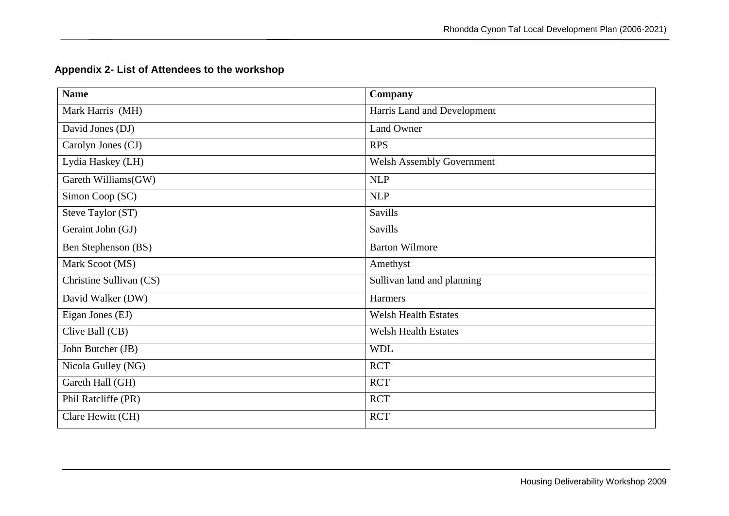## Appendix 2- List of Attendees to the workshop

| Name | Company |
|---|---|
| Mark Harris (MH) | Harris Land and Development |
| David Jones (DJ) | Land Owner |
| Carolyn Jones (CJ) | RPS |
| Lydia Haskey (LH) | Welsh Assembly Government |
| Gareth Williams(GW) | NLP |
| Simon Coop (SC) | NLP |
| Steve Taylor (ST) | Savills |
| Geraint John (GJ) | Savills |
| Ben Stephenson (BS) | Barton Wilmore |
| Mark Scoot (MS) | Amethyst |
| Christine Sullivan (CS) | Sullivan land and planning |
| David Walker (DW) | Harmers |
| Eigan Jones (EJ) | Welsh Health Estates |
| Clive Ball (CB) | Welsh Health Estates |
| John Butcher (JB) | WDL |
| Nicola Gulley (NG) | RCT |
| Gareth Hall (GH) | RCT |
| Phil Ratcliffe (PR) | RCT |
| Clare Hewitt (CH) | RCT |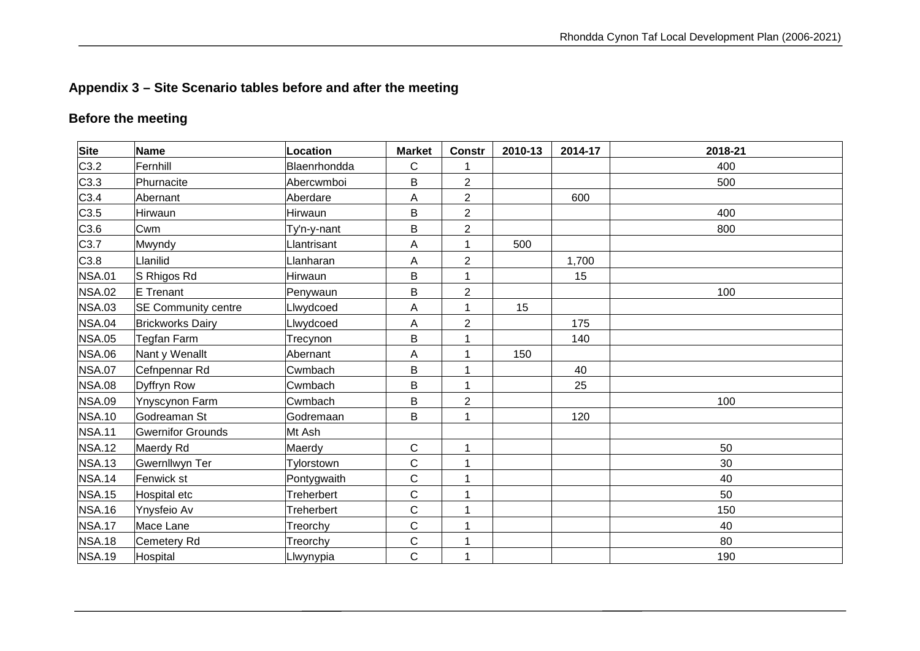## Appendix 3 – Site Scenario tables before and after the meeting

### Before the meeting

| Site | Name | Location | Market | Constr | 2010-13 | 2014-17 | 2018-21 |
|---|---|---|---|---|---|---|---|
| C3.2 | Fernhill | Blaenrhondda | C | 1 | | | 400 |
| C3.3 | Phurnacite | Abercwmboi | B | 2 | | | 500 |
| C3.4 | Abernant | Aberdare | A | 2 | | 600 | |
| C3.5 | Hirwaun | Hirwaun | B | 2 | | | 400 |
| C3.6 | Cwm | Ty'n-y-nant | B | 2 | | | 800 |
| C3.7 | Mwyndy | Llantrisant | A | 1 | 500 | | |
| C3.8 | Llanilid | Llanharan | A | 2 | | 1,700 | |
| NSA.01 | S Rhigos Rd | Hirwaun | B | 1 | | 15 | |
| NSA.02 | E Trenant | Penywaun | B | 2 | | | 100 |
| NSA.03 | SE Community centre | Llwydcoed | A | 1 | 15 | | |
| NSA.04 | Brickworks Dairy | Llwydcoed | A | 2 | | 175 | |
| NSA.05 | Tegfan Farm | Trecynon | B | 1 | | 140 | |
| NSA.06 | Nant y Wenallt | Abernant | A | 1 | 150 | | |
| NSA.07 | Cefnpennar Rd | Cwmbach | B | 1 | | 40 | |
| NSA.08 | Dyffryn Row | Cwmbach | B | 1 | | 25 | |
| NSA.09 | Ynyscynon Farm | Cwmbach | B | 2 | | | 100 |
| NSA.10 | Godreaman St | Godremaan | B | 1 | | 120 | |
| NSA.11 | Gwernifor Grounds | Mt Ash | | | | | |
| NSA.12 | Maerdy Rd | Maerdy | C | 1 | | | 50 |
| NSA.13 | Gwernllwyn Ter | Tylorstown | C | 1 | | | 30 |
| NSA.14 | Fenwick st | Pontygwaith | C | 1 | | | 40 |
| NSA.15 | Hospital etc | Treherbert | C | 1 | | | 50 |
| NSA.16 | Ynysfeio Av | Treherbert | C | 1 | | | 150 |
| NSA.17 | Mace Lane | Treorchy | C | 1 | | | 40 |
| NSA.18 | Cemetery Rd | Treorchy | C | 1 | | | 80 |
| NSA.19 | Hospital | Llwynypia | C | 1 | | | 190 |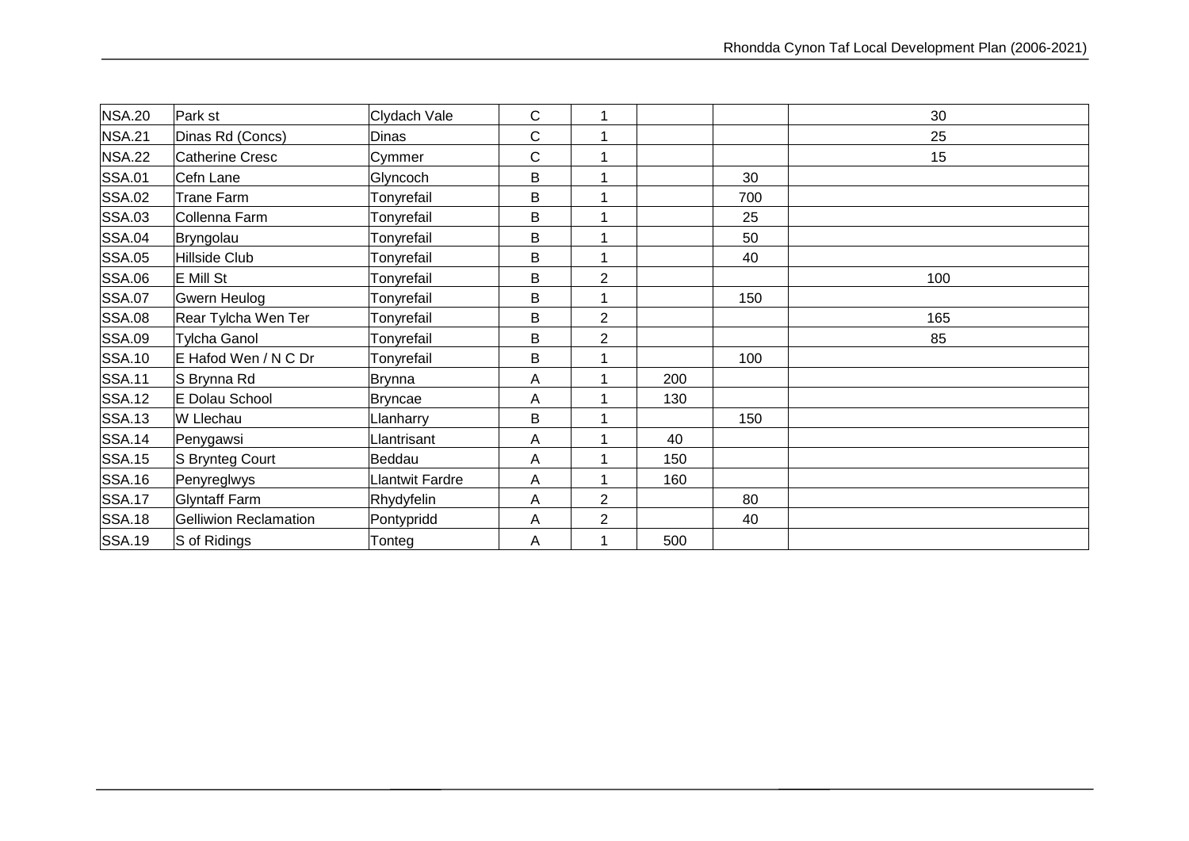| | | | | | | | |
|---|---|---|---|---|---|---|---|
| NSA.20 | Park st | Clydach Vale | C | 1 | | | 30 |
| NSA.21 | Dinas Rd (Concs) | Dinas | C | 1 | | | 25 |
| NSA.22 | Catherine Cresc | Cymmer | C | 1 | | | 15 |
| SSA.01 | Cefn Lane | Glyncoch | B | 1 | | 30 | |
| SSA.02 | Trane Farm | Tonyrefail | B | 1 | | 700 | |
| SSA.03 | Collenna Farm | Tonyrefail | B | 1 | | 25 | |
| SSA.04 | Bryngolau | Tonyrefail | B | 1 | | 50 | |
| SSA.05 | Hillside Club | Tonyrefail | B | 1 | | 40 | |
| SSA.06 | E Mill St | Tonyrefail | B | 2 | | | 100 |
| SSA.07 | Gwern Heulog | Tonyrefail | B | 1 | | 150 | |
| SSA.08 | Rear Tylcha Wen Ter | Tonyrefail | B | 2 | | | 165 |
| SSA.09 | Tylcha Ganol | Tonyrefail | B | 2 | | | 85 |
| SSA.10 | E Hafod Wen / N C Dr | Tonyrefail | B | 1 | | 100 | |
| SSA.11 | S Brynna Rd | Brynna | A | 1 | 200 | | |
| SSA.12 | E Dolau School | Bryncae | A | 1 | 130 | | |
| SSA.13 | W Llechau | Llanharry | B | 1 | | 150 | |
| SSA.14 | Penygawsi | Llantrisant | A | 1 | 40 | | |
| SSA.15 | S Brynteg Court | Beddau | A | 1 | 150 | | |
| SSA.16 | Penyreglwys | Llantwit Fardre | A | 1 | 160 | | |
| SSA.17 | Glyntaff Farm | Rhydyfelin | A | 2 | | 80 | |
| SSA.18 | Gelliwion Reclamation | Pontypridd | A | 2 | | 40 | |
| SSA.19 | S of Ridings | Tonteg | A | 1 | 500 | | |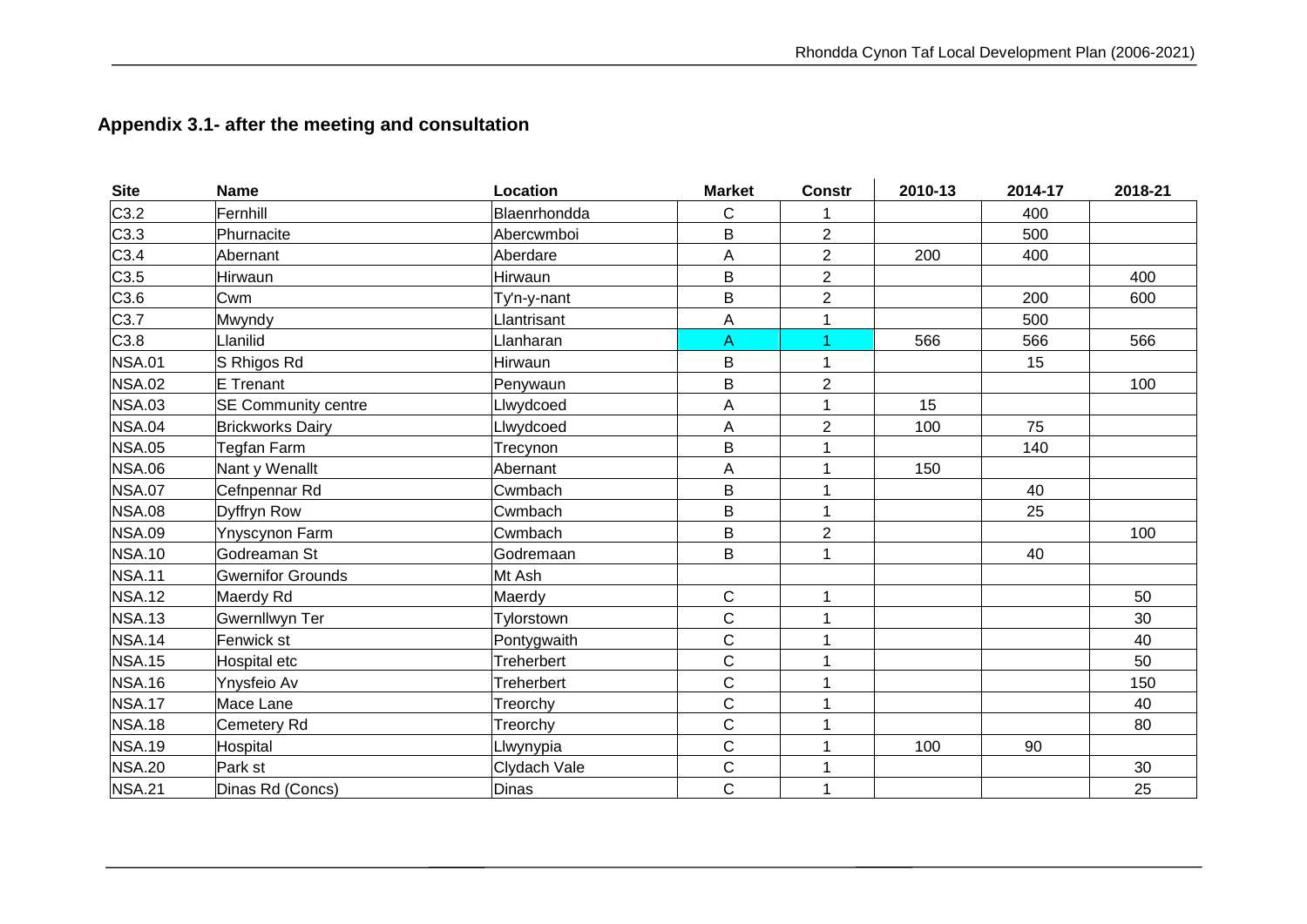## Appendix 3.1- after the meeting and consultation

| Site | Name | Location | Market | Constr | 2010-13 | 2014-17 | 2018-21 |
|---|---|---|---|---|---|---|---|
| C3.2 | Fernhill | Blaenrhondda | C | 1 | | 400 | |
| C3.3 | Phurnacite | Abercwmboi | B | 2 | | 500 | |
| C3.4 | Abernant | Aberdare | A | 2 | 200 | 400 | |
| C3.5 | Hirwaun | Hirwaun | B | 2 | | | 400 |
| C3.6 | Cwm | Ty'n-y-nant | B | 2 | | 200 | 600 |
| C3.7 | Mwyndy | Llantrisant | A | 1 | | 500 | |
| C3.8 | Llanilid | Llanharan | A | 1 | 566 | 566 | 566 |
| NSA.01 | S Rhigos Rd | Hirwaun | B | 1 | | 15 | |
| NSA.02 | E Trenant | Penywaun | B | 2 | | | 100 |
| NSA.03 | SE Community centre | Llwydcoed | A | 1 | 15 | | |
| NSA.04 | Brickworks Dairy | Llwydcoed | A | 2 | 100 | 75 | |
| NSA.05 | Tegfan Farm | Trecynon | B | 1 | | 140 | |
| NSA.06 | Nant y Wenallt | Abernant | A | 1 | 150 | | |
| NSA.07 | Cefnpennar Rd | Cwmbach | B | 1 | | 40 | |
| NSA.08 | Dyffryn Row | Cwmbach | B | 1 | | 25 | |
| NSA.09 | Ynyscynon Farm | Cwmbach | B | 2 | | | 100 |
| NSA.10 | Godreaman St | Godremaan | B | 1 | | 40 | |
| NSA.11 | Gwernifor Grounds | Mt Ash | | | | | |
| NSA.12 | Maerdy Rd | Maerdy | C | 1 | | | 50 |
| NSA.13 | Gwernllwyn Ter | Tylorstown | C | 1 | | | 30 |
| NSA.14 | Fenwick st | Pontygwaith | C | 1 | | | 40 |
| NSA.15 | Hospital etc | Treherbert | C | 1 | | | 50 |
| NSA.16 | Ynysfeio Av | Treherbert | C | 1 | | | 150 |
| NSA.17 | Mace Lane | Treorchy | C | 1 | | | 40 |
| NSA.18 | Cemetery Rd | Treorchy | C | 1 | | | 80 |
| NSA.19 | Hospital | Llwynypia | C | 1 | 100 | 90 | |
| NSA.20 | Park st | Clydach Vale | C | 1 | | | 30 |
| NSA.21 | Dinas Rd (Concs) | Dinas | C | 1 | | | 25 |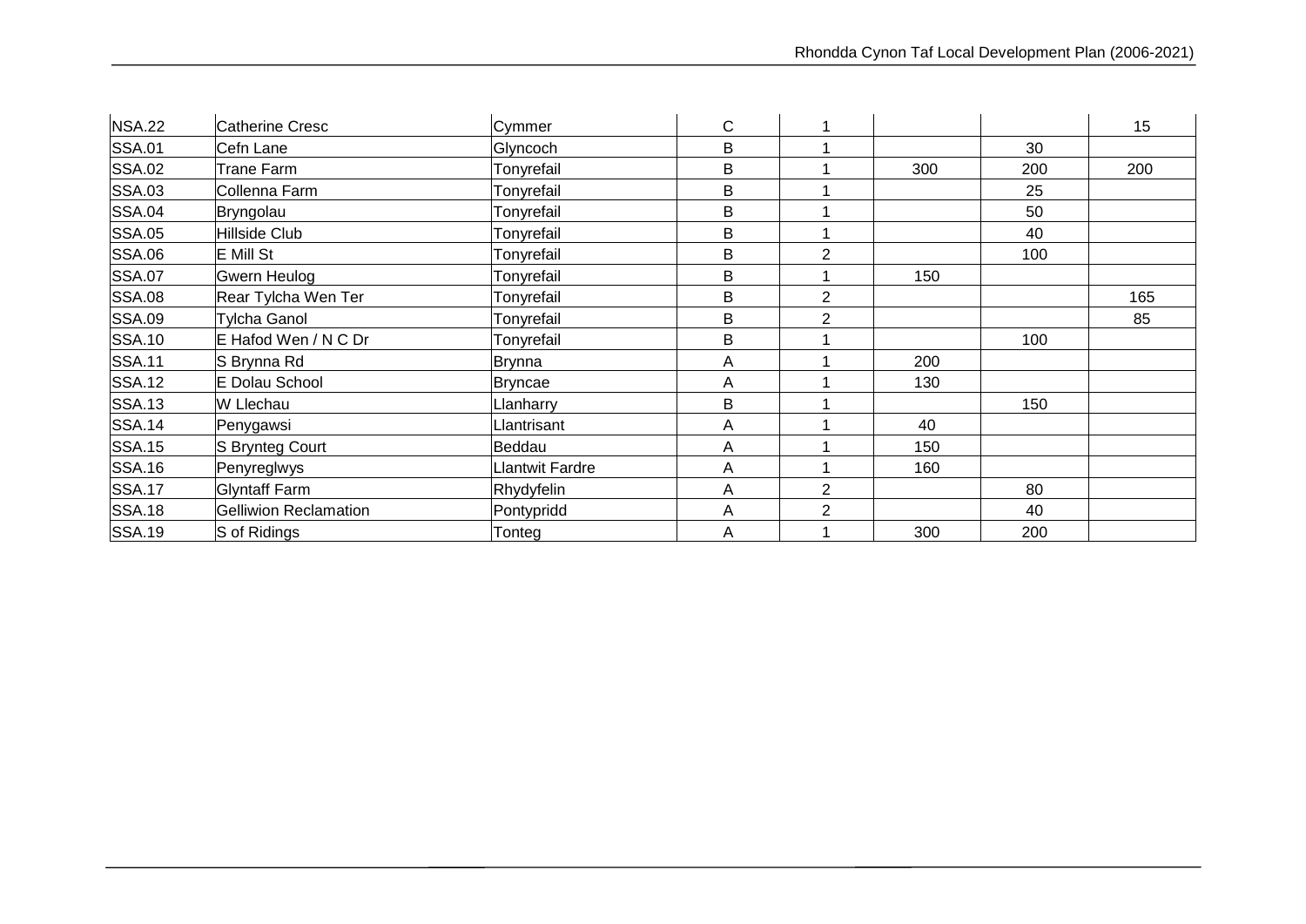| | | | | | | | |
|---|---|---|---|---|---|---|---|
| NSA.22 | Catherine Cresc | Cymmer | C | 1 | | | 15 |
| SSA.01 | Cefn Lane | Glyncoch | B | 1 | | 30 | |
| SSA.02 | Trane Farm | Tonyrefail | B | 1 | 300 | 200 | 200 |
| SSA.03 | Collenna Farm | Tonyrefail | B | 1 | | 25 | |
| SSA.04 | Bryngolau | Tonyrefail | B | 1 | | 50 | |
| SSA.05 | Hillside Club | Tonyrefail | B | 1 | | 40 | |
| SSA.06 | E Mill St | Tonyrefail | B | 2 | | 100 | |
| SSA.07 | Gwern Heulog | Tonyrefail | B | 1 | 150 | | |
| SSA.08 | Rear Tylcha Wen Ter | Tonyrefail | B | 2 | | | 165 |
| SSA.09 | Tylcha Ganol | Tonyrefail | B | 2 | | | 85 |
| SSA.10 | E Hafod Wen / N C Dr | Tonyrefail | B | 1 | | 100 | |
| SSA.11 | S Brynna Rd | Brynna | A | 1 | 200 | | |
| SSA.12 | E Dolau School | Bryncae | A | 1 | 130 | | |
| SSA.13 | W Llechau | Llanharry | B | 1 | | 150 | |
| SSA.14 | Penygawsi | Llantrisant | A | 1 | 40 | | |
| SSA.15 | S Brynteg Court | Beddau | A | 1 | 150 | | |
| SSA.16 | Penyreglwys | Llantwit Fardre | A | 1 | 160 | | |
| SSA.17 | Glyntaff Farm | Rhydyfelin | A | 2 | | 80 | |
| SSA.18 | Gelliwion Reclamation | Pontypridd | A | 2 | | 40 | |
| SSA.19 | S of Ridings | Tonteg | A | 1 | 300 | 200 | |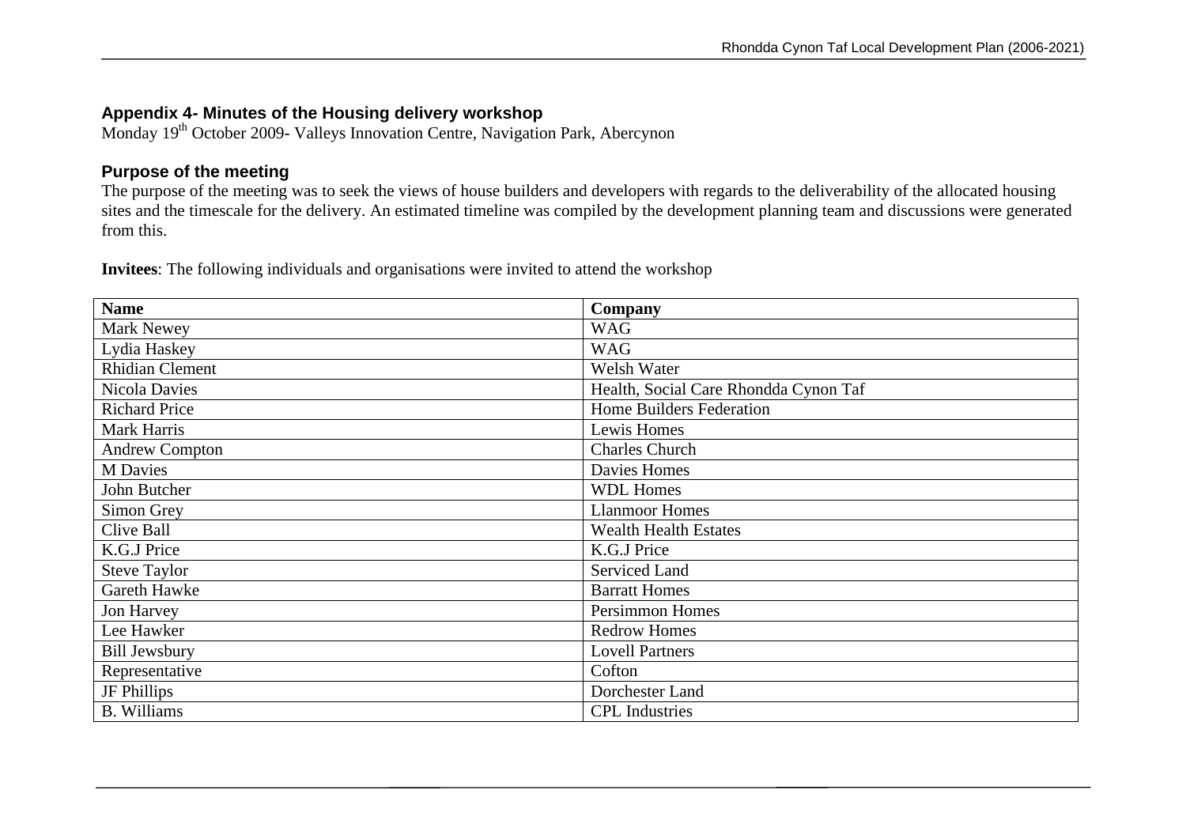## Appendix 4- Minutes of the Housing delivery workshop

Monday 19th October 2009- Valleys Innovation Centre, Navigation Park, Abercynon

## Purpose of the meeting

The purpose of the meeting was to seek the views of house builders and developers with regards to the deliverability of the allocated housing sites and the timescale for the delivery. An estimated timeline was compiled by the development planning team and discussions were generated from this.

**Invitees**: The following individuals and organisations were invited to attend the workshop

| Name | Company |
|---|---|
| Mark Newey | WAG |
| Lydia Haskey | WAG |
| Rhidian Clement | Welsh Water |
| Nicola Davies | Health, Social Care Rhondda Cynon Taf |
| Richard Price | Home Builders Federation |
| Mark Harris | Lewis Homes |
| Andrew Compton | Charles Church |
| M Davies | Davies Homes |
| John Butcher | WDL Homes |
| Simon Grey | Llanmoor Homes |
| Clive Ball | Wealth Health Estates |
| K.G.J Price | K.G.J Price |
| Steve Taylor | Serviced Land |
| Gareth Hawke | Barratt Homes |
| Jon Harvey | Persimmon Homes |
| Lee Hawker | Redrow Homes |
| Bill Jewsbury | Lovell Partners |
| Representative | Cofton |
| JF Phillips | Dorchester Land |
| B. Williams | CPL Industries |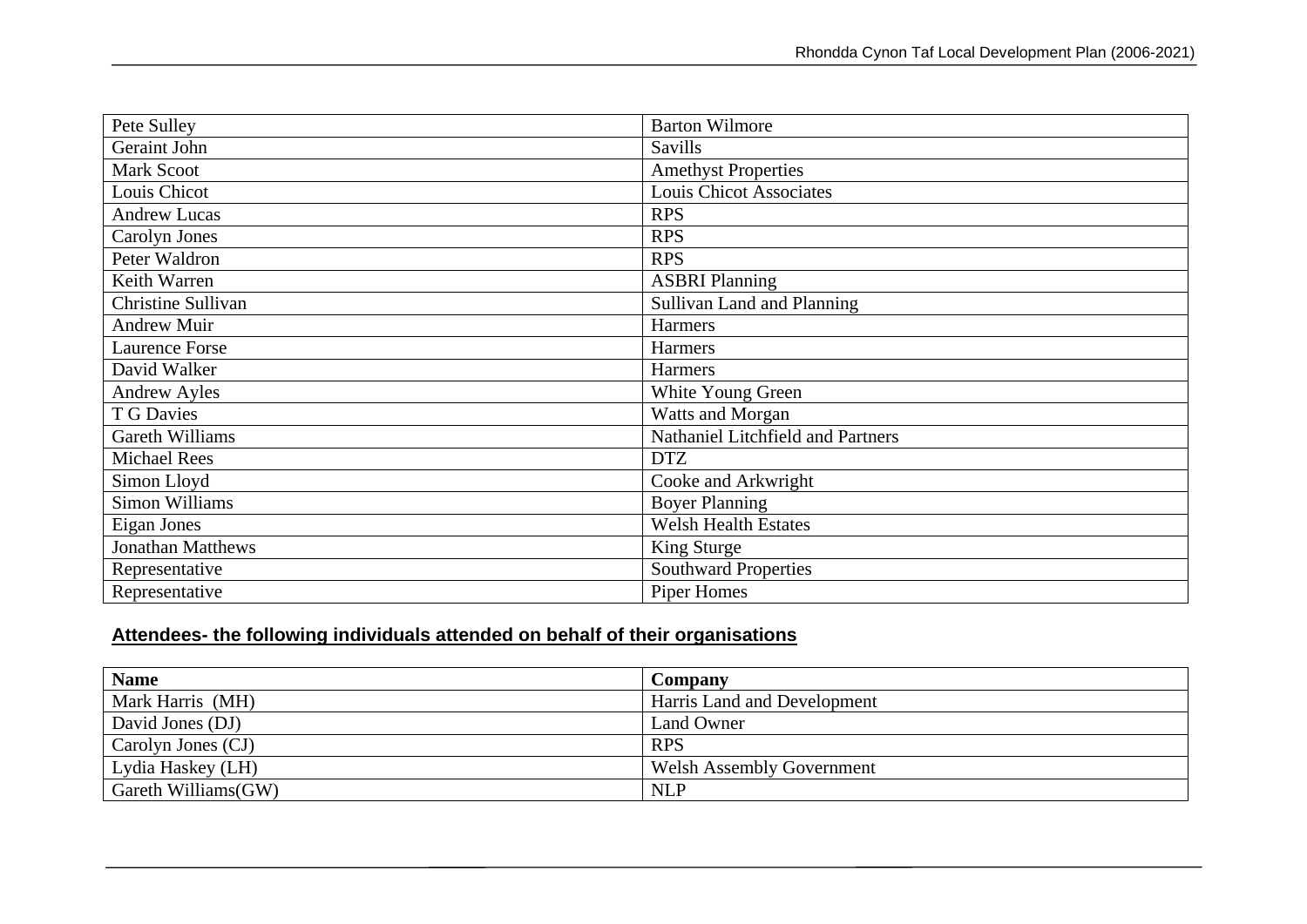| | |
|---|---|
| Pete Sulley | Barton Wilmore |
| Geraint John | Savills |
| Mark Scoot | Amethyst Properties |
| Louis Chicot | Louis Chicot Associates |
| Andrew Lucas | RPS |
| Carolyn Jones | RPS |
| Peter Waldron | RPS |
| Keith Warren | ASBRI Planning |
| Christine Sullivan | Sullivan Land and Planning |
| Andrew Muir | Harmers |
| Laurence Forse | Harmers |
| David Walker | Harmers |
| Andrew Ayles | White Young Green |
| T G Davies | Watts and Morgan |
| Gareth Williams | Nathaniel Litchfield and Partners |
| Michael Rees | DTZ |
| Simon Lloyd | Cooke and Arkwright |
| Simon Williams | Boyer Planning |
| Eigan Jones | Welsh Health Estates |
| Jonathan Matthews | King Sturge |
| Representative | Southward Properties |
| Representative | Piper Homes |

## Attendees- the following individuals attended on behalf of their organisations

| Name | Company |
|---|---|
| Mark Harris (MH) | Harris Land and Development |
| David Jones (DJ) | Land Owner |
| Carolyn Jones (CJ) | RPS |
| Lydia Haskey (LH) | Welsh Assembly Government |
| Gareth Williams(GW) | NLP |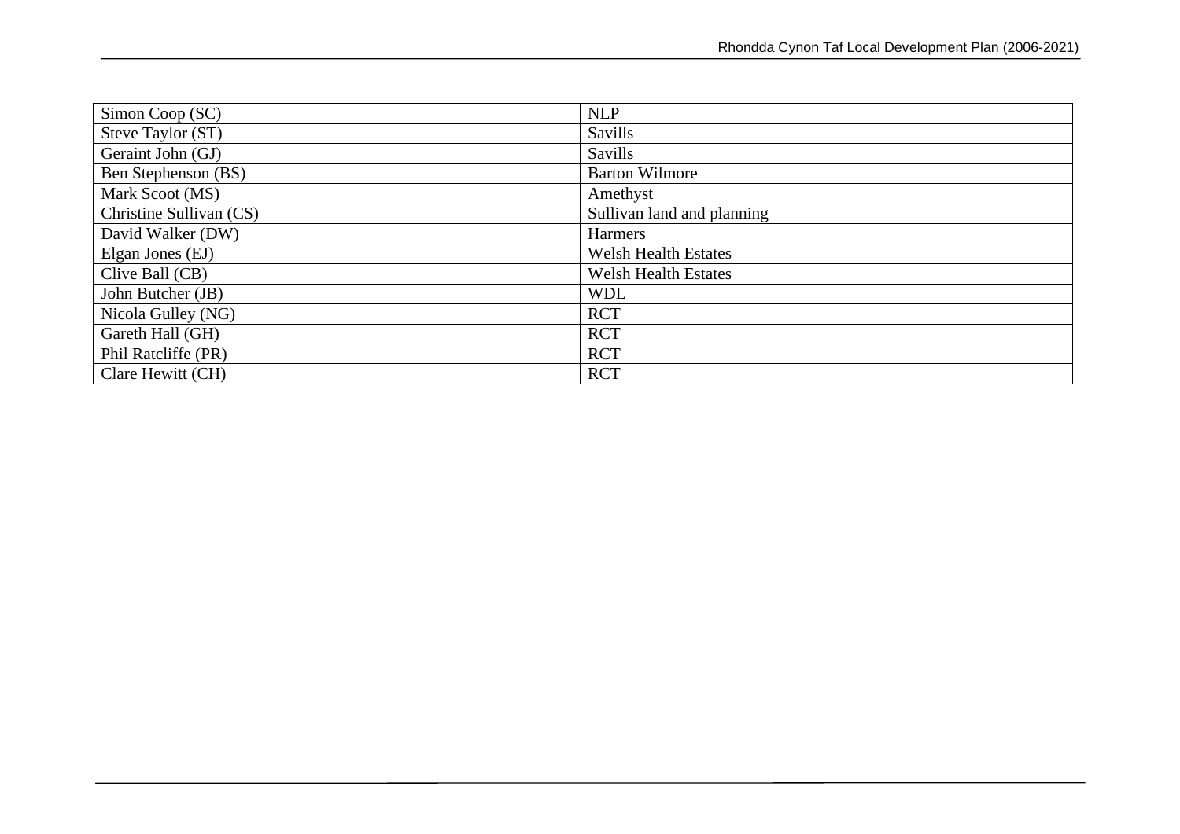| Simon Coop (SC) | NLP |
|---|---|
| Steve Taylor (ST) | Savills |
| Geraint John (GJ) | Savills |
| Ben Stephenson (BS) | Barton Wilmore |
| Mark Scoot (MS) | Amethyst |
| Christine Sullivan (CS) | Sullivan land and planning |
| David Walker (DW) | Harmers |
| Elgan Jones (EJ) | Welsh Health Estates |
| Clive Ball (CB) | Welsh Health Estates |
| John Butcher (JB) | WDL |
| Nicola Gulley (NG) | RCT |
| Gareth Hall (GH) | RCT |
| Phil Ratcliffe (PR) | RCT |
| Clare Hewitt (CH) | RCT |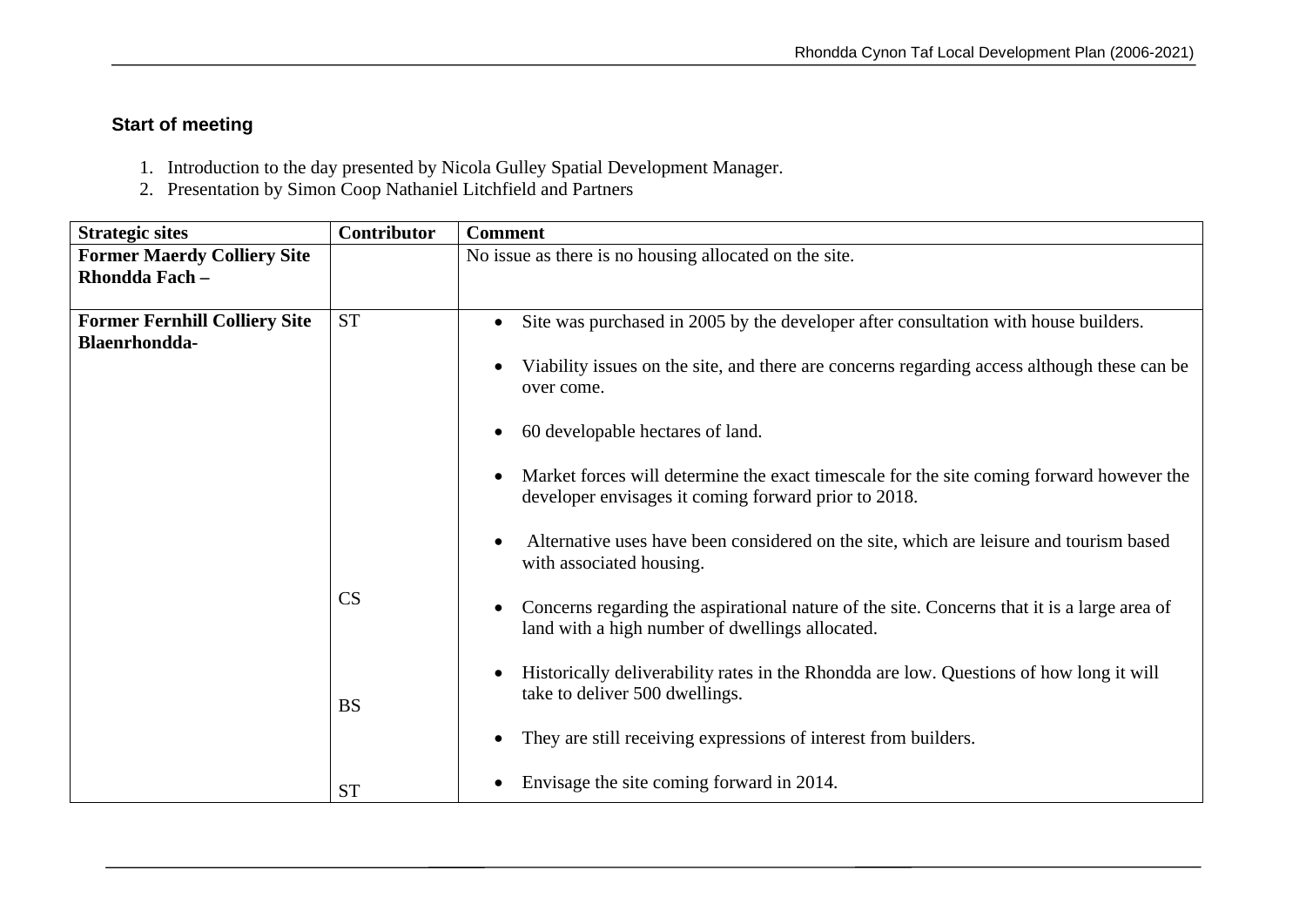### Start of meeting

1. Introduction to the day presented by Nicola Gulley Spatial Development Manager.
2. Presentation by Simon Coop Nathaniel Litchfield and Partners

| Strategic sites | Contributor | Comment |
|---|---|---|
| **Former Maerdy Colliery Site Rhondda Fach –** | | No issue as there is no housing allocated on the site. |
| **Former Fernhill Colliery Site Blaenrhondda-** | ST | • Site was purchased in 2005 by the developer after consultation with house builders.<br>• Viability issues on the site, and there are concerns regarding access although these can be over come.<br>• 60 developable hectares of land.<br>• Market forces will determine the exact timescale for the site coming forward however the developer envisages it coming forward prior to 2018.<br>• Alternative uses have been considered on the site, which are leisure and tourism based with associated housing. |
| | CS | • Concerns regarding the aspirational nature of the site. Concerns that it is a large area of land with a high number of dwellings allocated.<br>• Historically deliverability rates in the Rhondda are low. Questions of how long it will take to deliver 500 dwellings. |
| | BS | • They are still receiving expressions of interest from builders. |
| | ST | • Envisage the site coming forward in 2014. |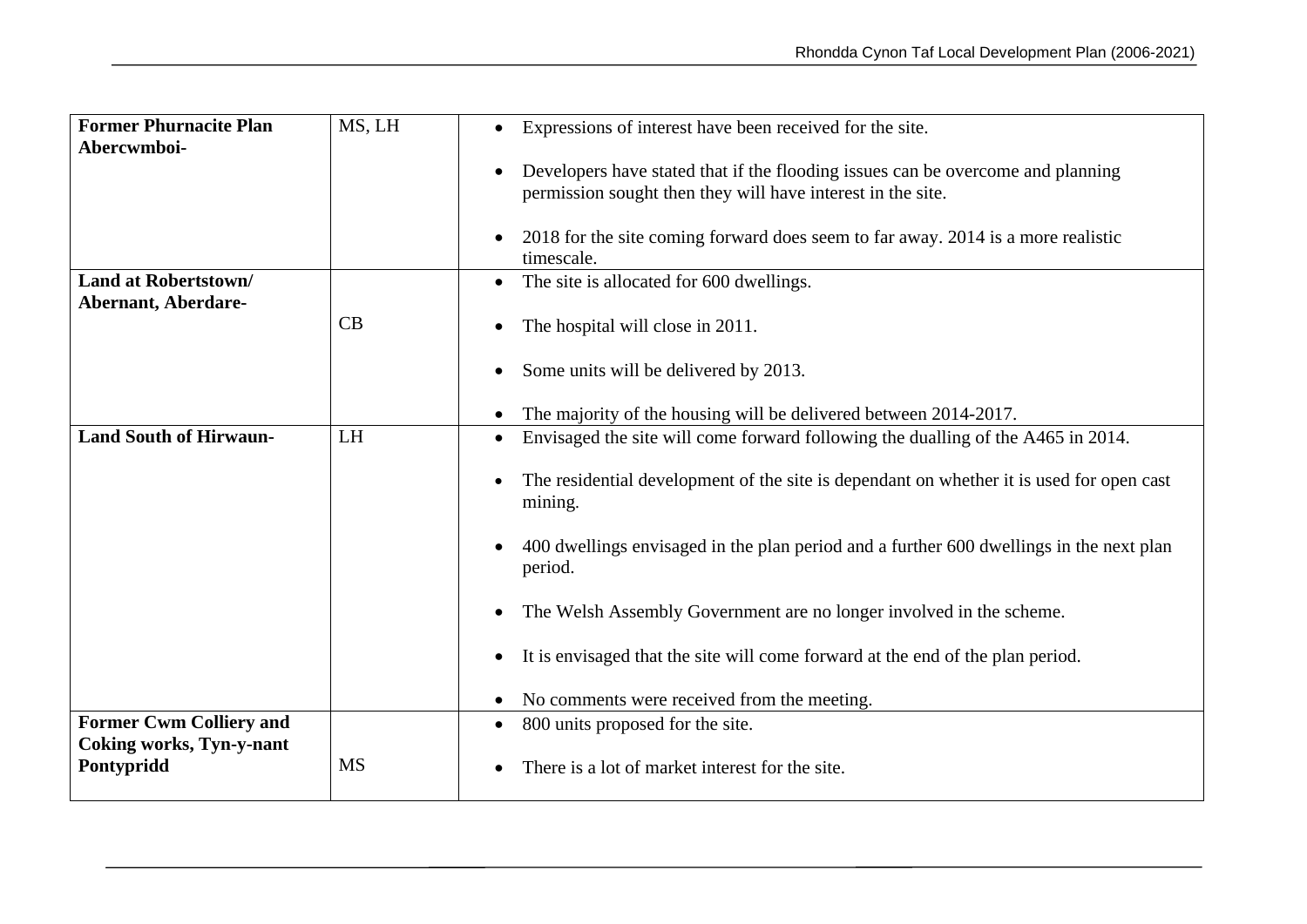| | | |
|---|---|---|
| **Former Phurnacite Plan Abercwmboi-** | MS, LH | • Expressions of interest have been received for the site.<br><br>• Developers have stated that if the flooding issues can be overcome and planning permission sought then they will have interest in the site.<br><br>• 2018 for the site coming forward does seem to far away. 2014 is a more realistic timescale. |
| **Land at Robertstown/ Abernant, Aberdare-** | CB | • The site is allocated for 600 dwellings.<br><br>• The hospital will close in 2011.<br><br>• Some units will be delivered by 2013.<br><br>• The majority of the housing will be delivered between 2014-2017. |
| **Land South of Hirwaun-** | LH | • Envisaged the site will come forward following the dualling of the A465 in 2014.<br><br>• The residential development of the site is dependant on whether it is used for open cast mining.<br><br>• 400 dwellings envisaged in the plan period and a further 600 dwellings in the next plan period.<br><br>• The Welsh Assembly Government are no longer involved in the scheme.<br><br>• It is envisaged that the site will come forward at the end of the plan period.<br><br>• No comments were received from the meeting. |
| **Former Cwm Colliery and Coking works, Tyn-y-nant Pontypridd** | MS | • 800 units proposed for the site.<br><br>• There is a lot of market interest for the site. |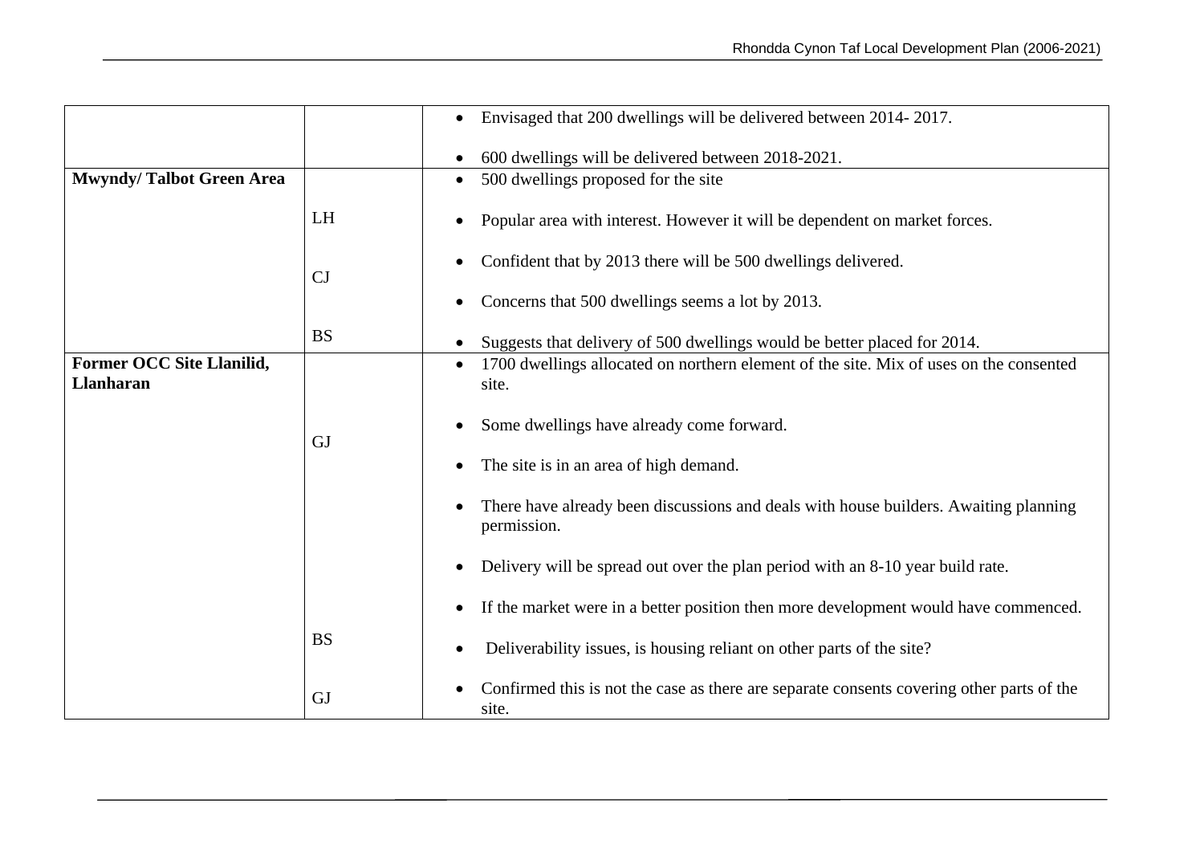| | | |
|---|---|---|
| | | • Envisaged that 200 dwellings will be delivered between 2014- 2017.<br><br>• 600 dwellings will be delivered between 2018-2021. |
| **Mwyndy/ Talbot Green Area** | | • 500 dwellings proposed for the site |
| | LH | • Popular area with interest. However it will be dependent on market forces.<br><br>• Confident that by 2013 there will be 500 dwellings delivered. |
| | CJ | • Concerns that 500 dwellings seems a lot by 2013. |
| | BS | • Suggests that delivery of 500 dwellings would be better placed for 2014. |
| **Former OCC Site Llanilid, Llanharan** | | • 1700 dwellings allocated on northern element of the site. Mix of uses on the consented site. |
| | GJ | • Some dwellings have already come forward.<br><br>• The site is in an area of high demand.<br><br>• There have already been discussions and deals with house builders. Awaiting planning permission.<br><br>• Delivery will be spread out over the plan period with an 8-10 year build rate.<br><br>• If the market were in a better position then more development would have commenced. |
| | BS | • Deliverability issues, is housing reliant on other parts of the site? |
| | GJ | • Confirmed this is not the case as there are separate consents covering other parts of the site. |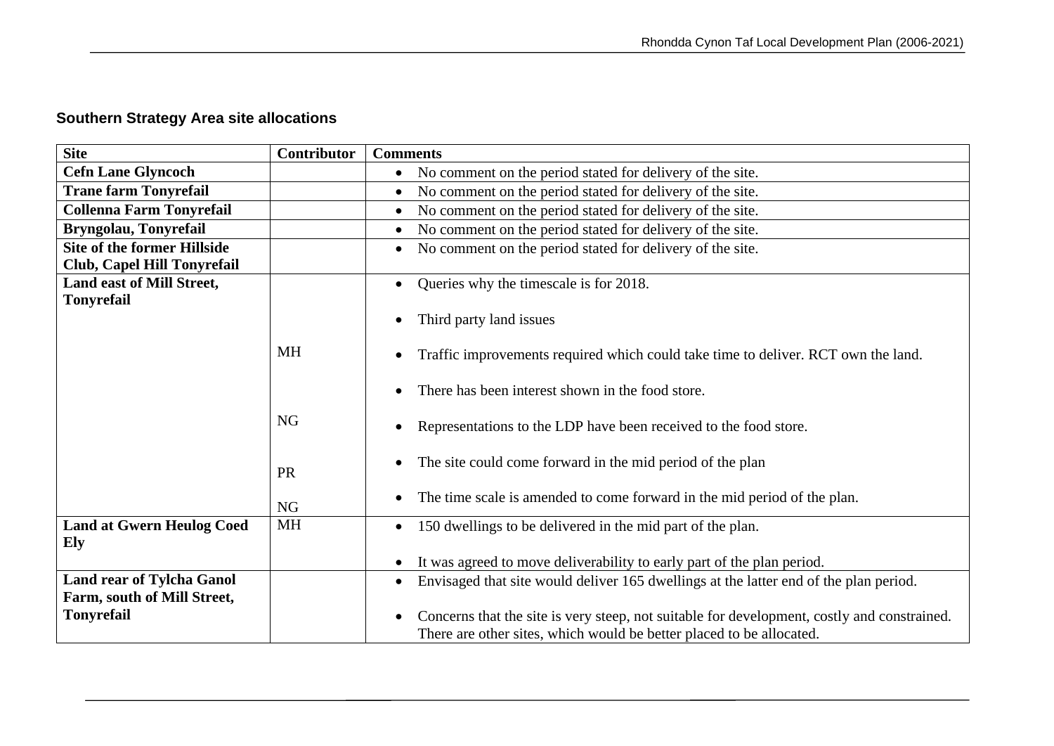## Southern Strategy Area site allocations

| Site | Contributor | Comments |
|---|---|---|
| **Cefn Lane Glyncoch** | | • No comment on the period stated for delivery of the site. |
| **Trane farm Tonyrefail** | | • No comment on the period stated for delivery of the site. |
| **Collenna Farm Tonyrefail** | | • No comment on the period stated for delivery of the site. |
| **Bryngolau, Tonyrefail** | | • No comment on the period stated for delivery of the site. |
| **Site of the former Hillside Club, Capel Hill Tonyrefail** | | • No comment on the period stated for delivery of the site. |
| **Land east of Mill Street, Tonyrefail** | | • Queries why the timescale is for 2018.<br>• Third party land issues |
| | MH | • Traffic improvements required which could take time to deliver. RCT own the land.<br>• There has been interest shown in the food store. |
| | NG | • Representations to the LDP have been received to the food store. |
| | PR | • The site could come forward in the mid period of the plan |
| | NG | • The time scale is amended to come forward in the mid period of the plan. |
| **Land at Gwern Heulog Coed Ely** | MH | • 150 dwellings to be delivered in the mid part of the plan.<br>• It was agreed to move deliverability to early part of the plan period. |
| **Land rear of Tylcha Ganol Farm, south of Mill Street, Tonyrefail** | | • Envisaged that site would deliver 165 dwellings at the latter end of the plan period.<br>• Concerns that the site is very steep, not suitable for development, costly and constrained. There are other sites, which would be better placed to be allocated. |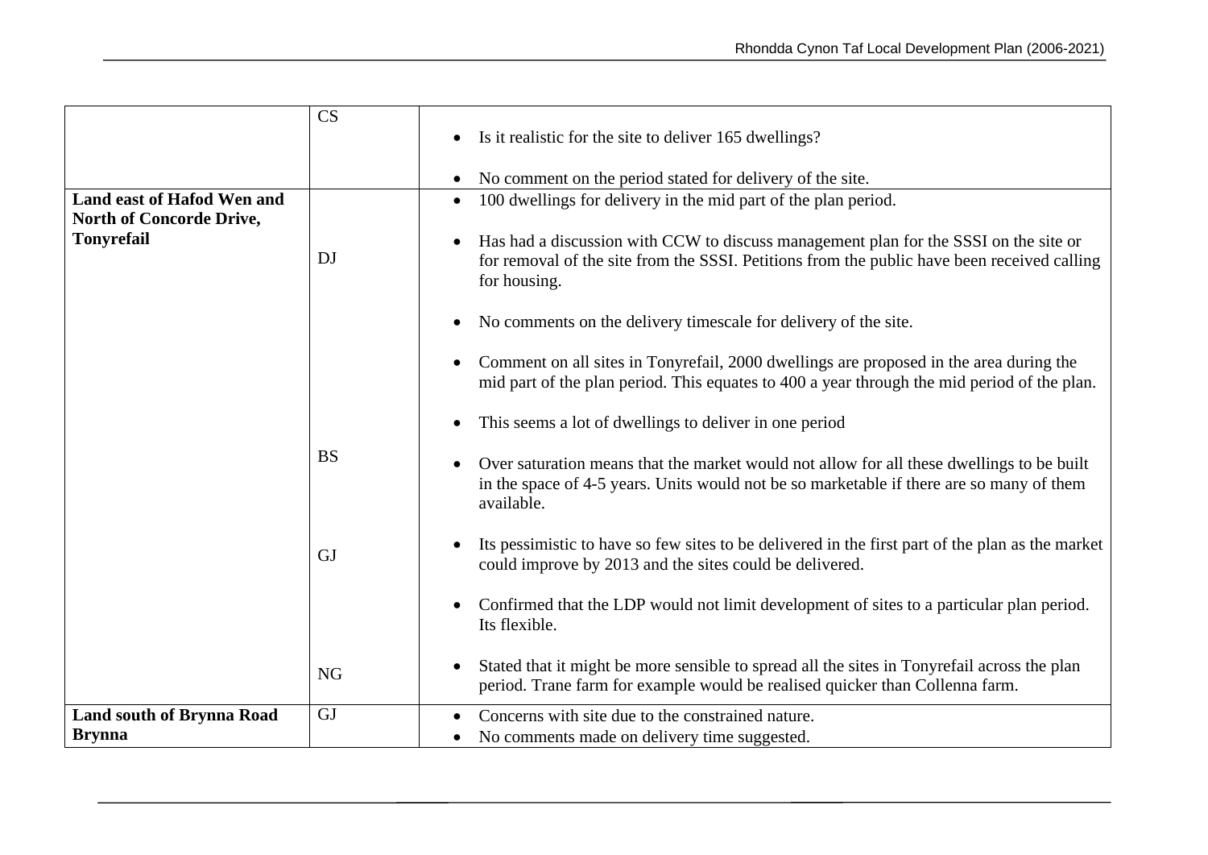| | | |
|---|---|---|
| | CS | • Is it realistic for the site to deliver 165 dwellings?<br>• No comment on the period stated for delivery of the site. |
| **Land east of Hafod Wen and North of Concorde Drive, Tonyrefail** | DJ | • 100 dwellings for delivery in the mid part of the plan period.<br>• Has had a discussion with CCW to discuss management plan for the SSSI on the site or for removal of the site from the SSSI. Petitions from the public have been received calling for housing.<br>• No comments on the delivery timescale for delivery of the site.<br>• Comment on all sites in Tonyrefail, 2000 dwellings are proposed in the area during the mid part of the plan period. This equates to 400 a year through the mid period of the plan.<br>• This seems a lot of dwellings to deliver in one period |
| | BS | • Over saturation means that the market would not allow for all these dwellings to be built in the space of 4-5 years. Units would not be so marketable if there are so many of them available. |
| | GJ | • Its pessimistic to have so few sites to be delivered in the first part of the plan as the market could improve by 2013 and the sites could be delivered.<br>• Confirmed that the LDP would not limit development of sites to a particular plan period. Its flexible. |
| | NG | • Stated that it might be more sensible to spread all the sites in Tonyrefail across the plan period. Trane farm for example would be realised quicker than Collenna farm. |
| **Land south of Brynna Road Brynna** | GJ | • Concerns with site due to the constrained nature.<br>• No comments made on delivery time suggested. |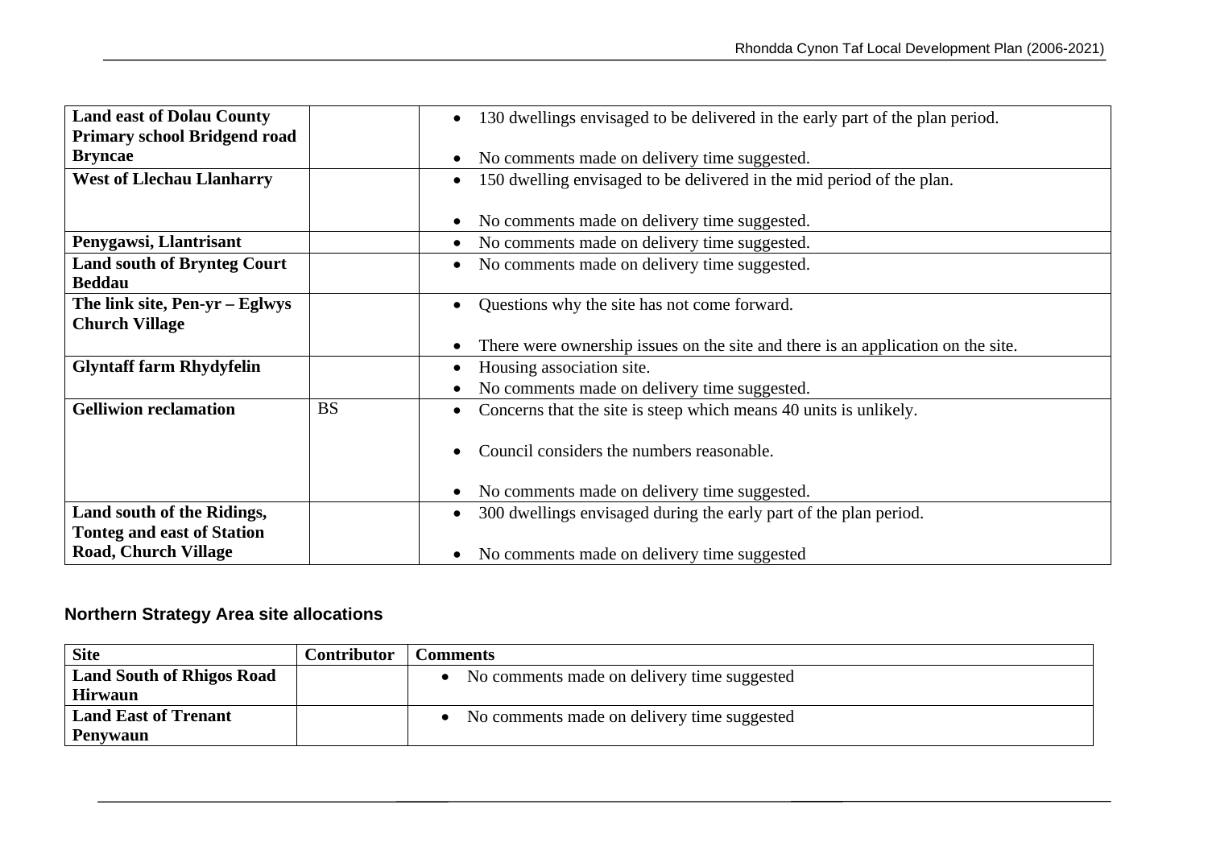| | | |
|---|---|---|
| **Land east of Dolau County Primary school Bridgend road Bryncae** | | • 130 dwellings envisaged to be delivered in the early part of the plan period.<br>• No comments made on delivery time suggested. |
| **West of Llechau Llanharry** | | • 150 dwelling envisaged to be delivered in the mid period of the plan.<br>• No comments made on delivery time suggested. |
| **Penygawsi, Llantrisant** | | • No comments made on delivery time suggested. |
| **Land south of Brynteg Court Beddau** | | • No comments made on delivery time suggested. |
| **The link site, Pen-yr – Eglwys Church Village** | | • Questions why the site has not come forward.<br>• There were ownership issues on the site and there is an application on the site. |
| **Glyntaff farm Rhydyfelin** | | • Housing association site.<br>• No comments made on delivery time suggested. |
| **Gelliwion reclamation** | BS | • Concerns that the site is steep which means 40 units is unlikely.<br>• Council considers the numbers reasonable.<br>• No comments made on delivery time suggested. |
| **Land south of the Ridings, Tonteg and east of Station Road, Church Village** | | • 300 dwellings envisaged during the early part of the plan period.<br>• No comments made on delivery time suggested |

## Northern Strategy Area site allocations

| Site | Contributor | Comments |
|---|---|---|
| **Land South of Rhigos Road Hirwaun** | | • No comments made on delivery time suggested |
| **Land East of Trenant Penywaun** | | • No comments made on delivery time suggested |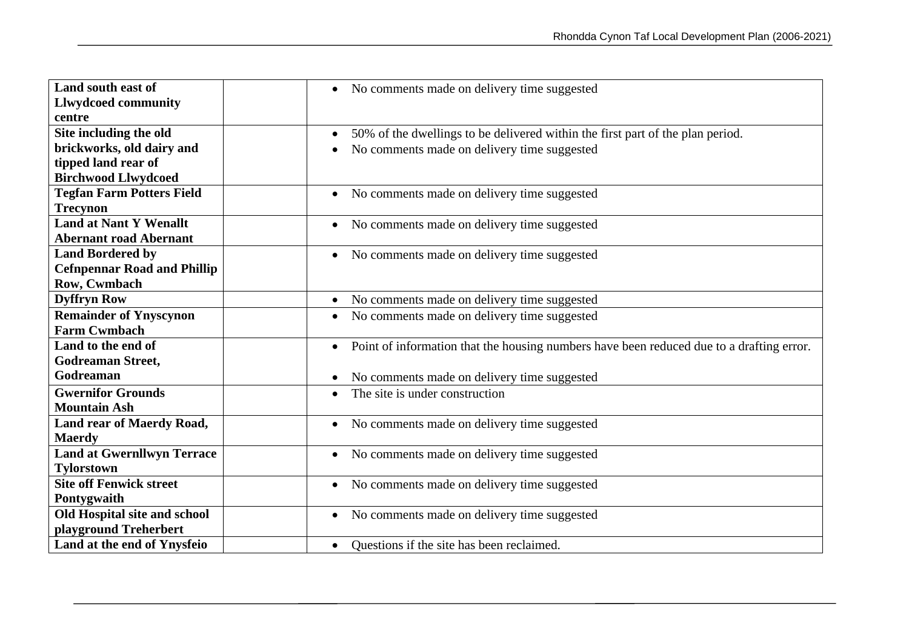| | | |
|---|---|---|
| **Land south east of Llwydcoed community centre** | | • No comments made on delivery time suggested |
| **Site including the old brickworks, old dairy and tipped land rear of Birchwood Llwydcoed** | | • 50% of the dwellings to be delivered within the first part of the plan period.<br>• No comments made on delivery time suggested |
| **Tegfan Farm Potters Field Trecynon** | | • No comments made on delivery time suggested |
| **Land at Nant Y Wenallt Abernant road Abernant** | | • No comments made on delivery time suggested |
| **Land Bordered by Cefnpennar Road and Phillip Row, Cwmbach** | | • No comments made on delivery time suggested |
| **Dyffryn Row** | | • No comments made on delivery time suggested |
| **Remainder of Ynyscynon Farm Cwmbach** | | • No comments made on delivery time suggested |
| **Land to the end of Godreaman Street, Godreaman** | | • Point of information that the housing numbers have been reduced due to a drafting error.<br>• No comments made on delivery time suggested |
| **Gwernifor Grounds Mountain Ash** | | • The site is under construction |
| **Land rear of Maerdy Road, Maerdy** | | • No comments made on delivery time suggested |
| **Land at Gwernllwyn Terrace Tylorstown** | | • No comments made on delivery time suggested |
| **Site off Fenwick street Pontygwaith** | | • No comments made on delivery time suggested |
| **Old Hospital site and school playground Treherbert** | | • No comments made on delivery time suggested |
| **Land at the end of Ynysfeio** | | • Questions if the site has been reclaimed. |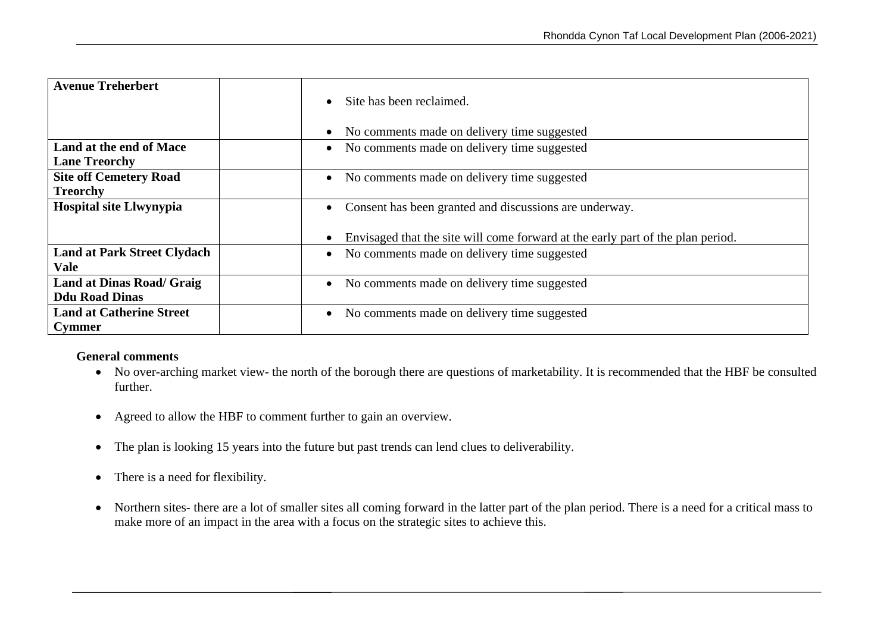| | | |
|---|---|---|
| **Avenue Treherbert** | | • Site has been reclaimed.<br><br>• No comments made on delivery time suggested |
| **Land at the end of Mace Lane Treorchy** | | • No comments made on delivery time suggested |
| **Site off Cemetery Road Treorchy** | | • No comments made on delivery time suggested |
| **Hospital site Llwynypia** | | • Consent has been granted and discussions are underway.<br><br>• Envisaged that the site will come forward at the early part of the plan period. |
| **Land at Park Street Clydach Vale** | | • No comments made on delivery time suggested |
| **Land at Dinas Road/ Graig Ddu Road Dinas** | | • No comments made on delivery time suggested |
| **Land at Catherine Street Cymmer** | | • No comments made on delivery time suggested |

**General comments**

- No over-arching market view- the north of the borough there are questions of marketability. It is recommended that the HBF be consulted further.

- Agreed to allow the HBF to comment further to gain an overview.

- The plan is looking 15 years into the future but past trends can lend clues to deliverability.

- There is a need for flexibility.

- Northern sites- there are a lot of smaller sites all coming forward in the latter part of the plan period. There is a need for a critical mass to make more of an impact in the area with a focus on the strategic sites to achieve this.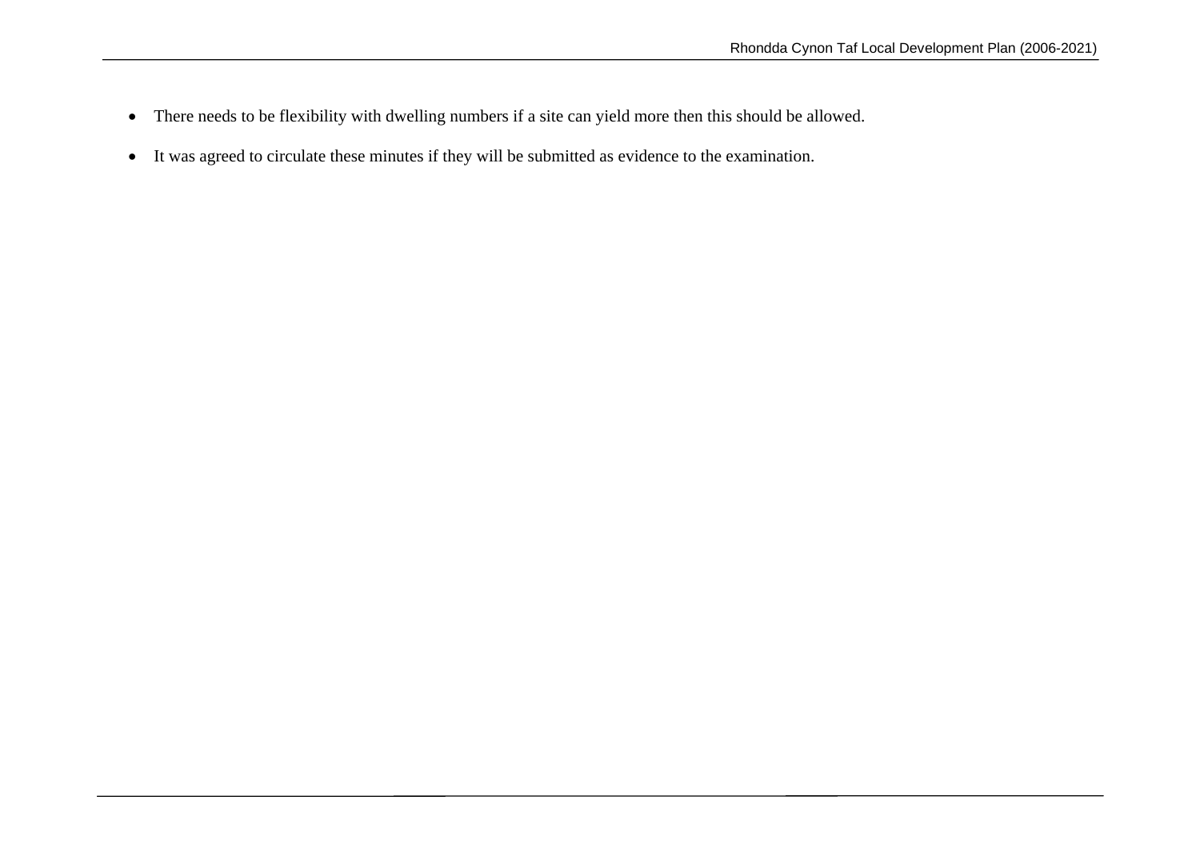- There needs to be flexibility with dwelling numbers if a site can yield more then this should be allowed.

- It was agreed to circulate these minutes if they will be submitted as evidence to the examination.